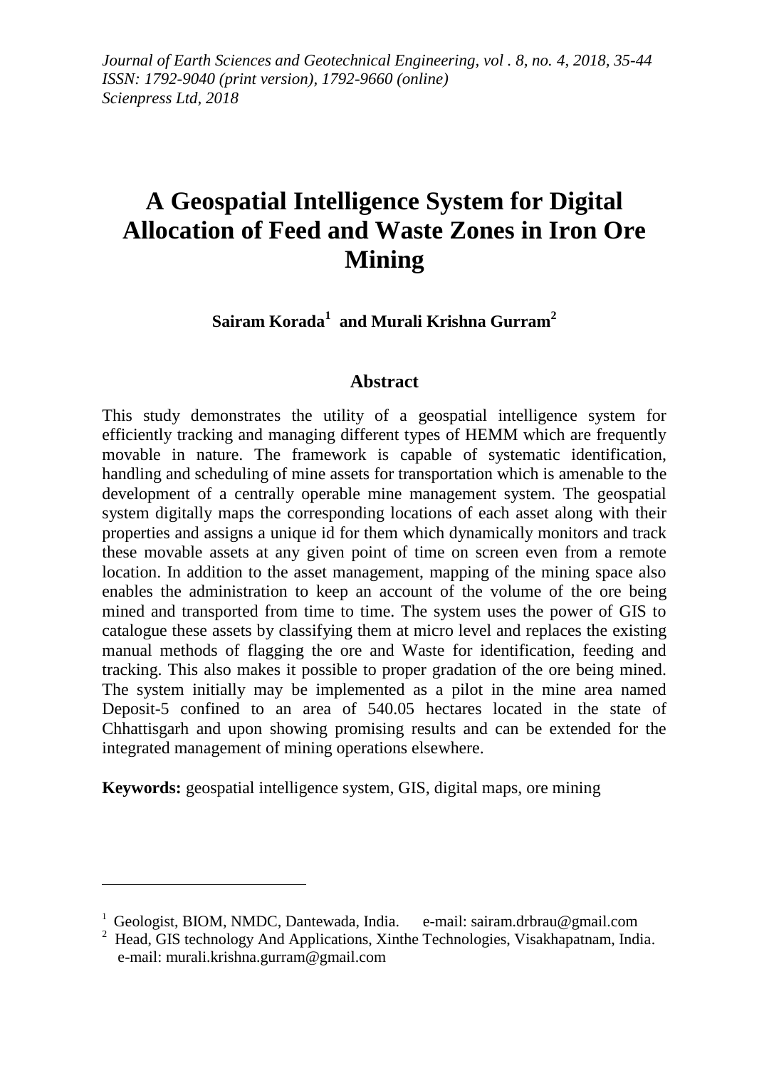# A Geospatial Intelligence System for Digital Allocation of Feed and Waste Zones in Iron Ore Mining

**Sairam Korada[1] and Murali Krishna Gurram[2]**

## Abstract

This study demonstrates the utility of a geospatial intelligence system for efficiently tracking and managing different types of HEMM which are frequently movable in nature. The framework is capable of systematic identification, handling and scheduling of mine assets for transportation which is amenable to the development of a centrally operable mine management system. The geospatial system digitally maps the corresponding locations of each asset along with their properties and assigns a unique id for them which dynamically monitors and track these movable assets at any given point of time on screen even from a remote location. In addition to the asset management, mapping of the mining space also enables the administration to keep an account of the volume of the ore being mined and transported from time to time. The system uses the power of GIS to catalogue these assets by classifying them at micro level and replaces the existing manual methods of flagging the ore and Waste for identification, feeding and tracking. This also makes it possible to proper gradation of the ore being mined. The system initially may be implemented as a pilot in the mine area named Deposit-5 confined to an area of 540.05 hectares located in the state of Chhattisgarh and upon showing promising results and can be extended for the integrated management of mining operations elsewhere.

**Keywords:** geospatial intelligence system, GIS, digital maps, ore mining

---

[1] Geologist, BIOM, NMDC, Dantewada, India. e-mail: sairam.drbrau@gmail.com

[2] Head, GIS technology And Applications, Xinthe Technologies, Visakhapatnam, India. e-mail: murali.krishna.gurram@gmail.com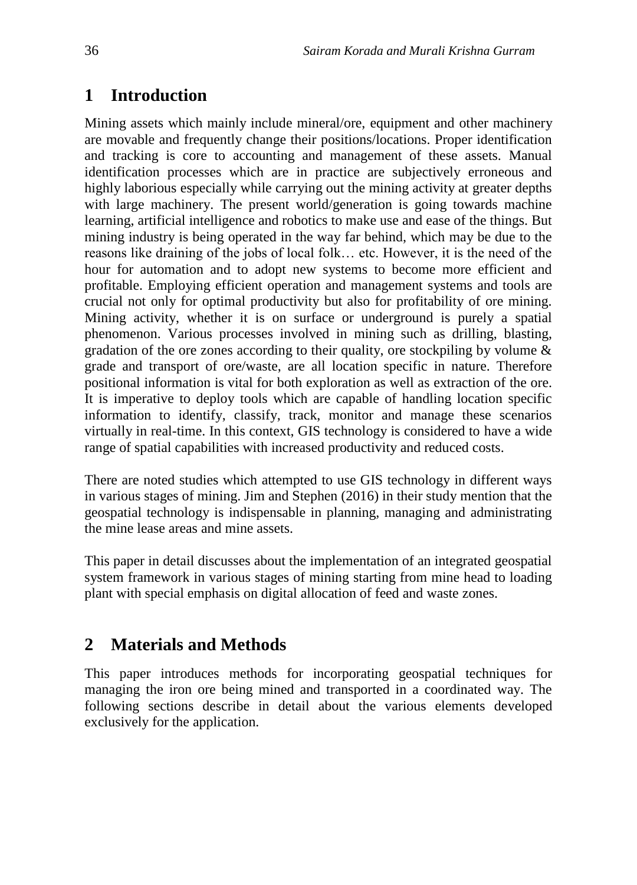## 1 Introduction

Mining assets which mainly include mineral/ore, equipment and other machinery are movable and frequently change their positions/locations. Proper identification and tracking is core to accounting and management of these assets. Manual identification processes which are in practice are subjectively erroneous and highly laborious especially while carrying out the mining activity at greater depths with large machinery. The present world/generation is going towards machine learning, artificial intelligence and robotics to make use and ease of the things. But mining industry is being operated in the way far behind, which may be due to the reasons like draining of the jobs of local folk… etc. However, it is the need of the hour for automation and to adopt new systems to become more efficient and profitable. Employing efficient operation and management systems and tools are crucial not only for optimal productivity but also for profitability of ore mining. Mining activity, whether it is on surface or underground is purely a spatial phenomenon. Various processes involved in mining such as drilling, blasting, gradation of the ore zones according to their quality, ore stockpiling by volume & grade and transport of ore/waste, are all location specific in nature. Therefore positional information is vital for both exploration as well as extraction of the ore. It is imperative to deploy tools which are capable of handling location specific information to identify, classify, track, monitor and manage these scenarios virtually in real-time. In this context, GIS technology is considered to have a wide range of spatial capabilities with increased productivity and reduced costs.

There are noted studies which attempted to use GIS technology in different ways in various stages of mining. Jim and Stephen (2016) in their study mention that the geospatial technology is indispensable in planning, managing and administrating the mine lease areas and mine assets.

This paper in detail discusses about the implementation of an integrated geospatial system framework in various stages of mining starting from mine head to loading plant with special emphasis on digital allocation of feed and waste zones.

## 2 Materials and Methods

This paper introduces methods for incorporating geospatial techniques for managing the iron ore being mined and transported in a coordinated way. The following sections describe in detail about the various elements developed exclusively for the application.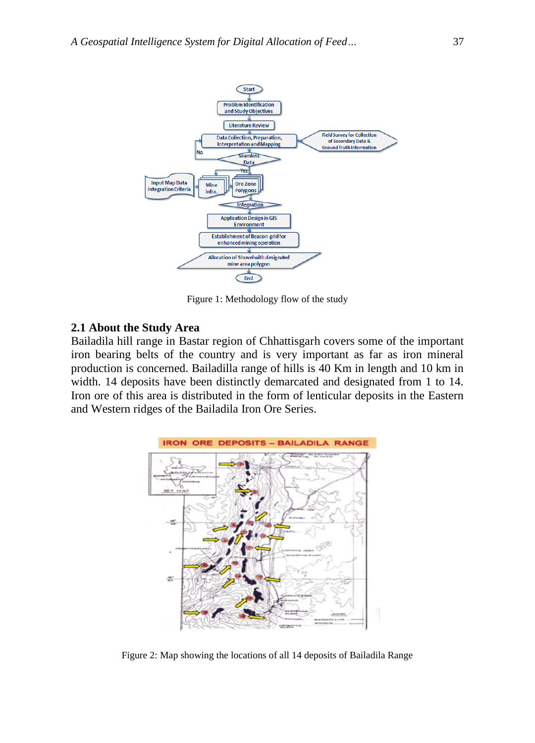Figure 1: Methodology flow of the study

## 2.1 About the Study Area

Bailadila hill range in Bastar region of Chhattisgarh covers some of the important iron bearing belts of the country and is very important as far as iron mineral production is concerned. Bailadilla range of hills is 40 Km in length and 10 km in width. 14 deposits have been distinctly demarcated and designated from 1 to 14. Iron ore of this area is distributed in the form of lenticular deposits in the Eastern and Western ridges of the Bailadila Iron Ore Series.

Figure 2: Map showing the locations of all 14 deposits of Bailadila Range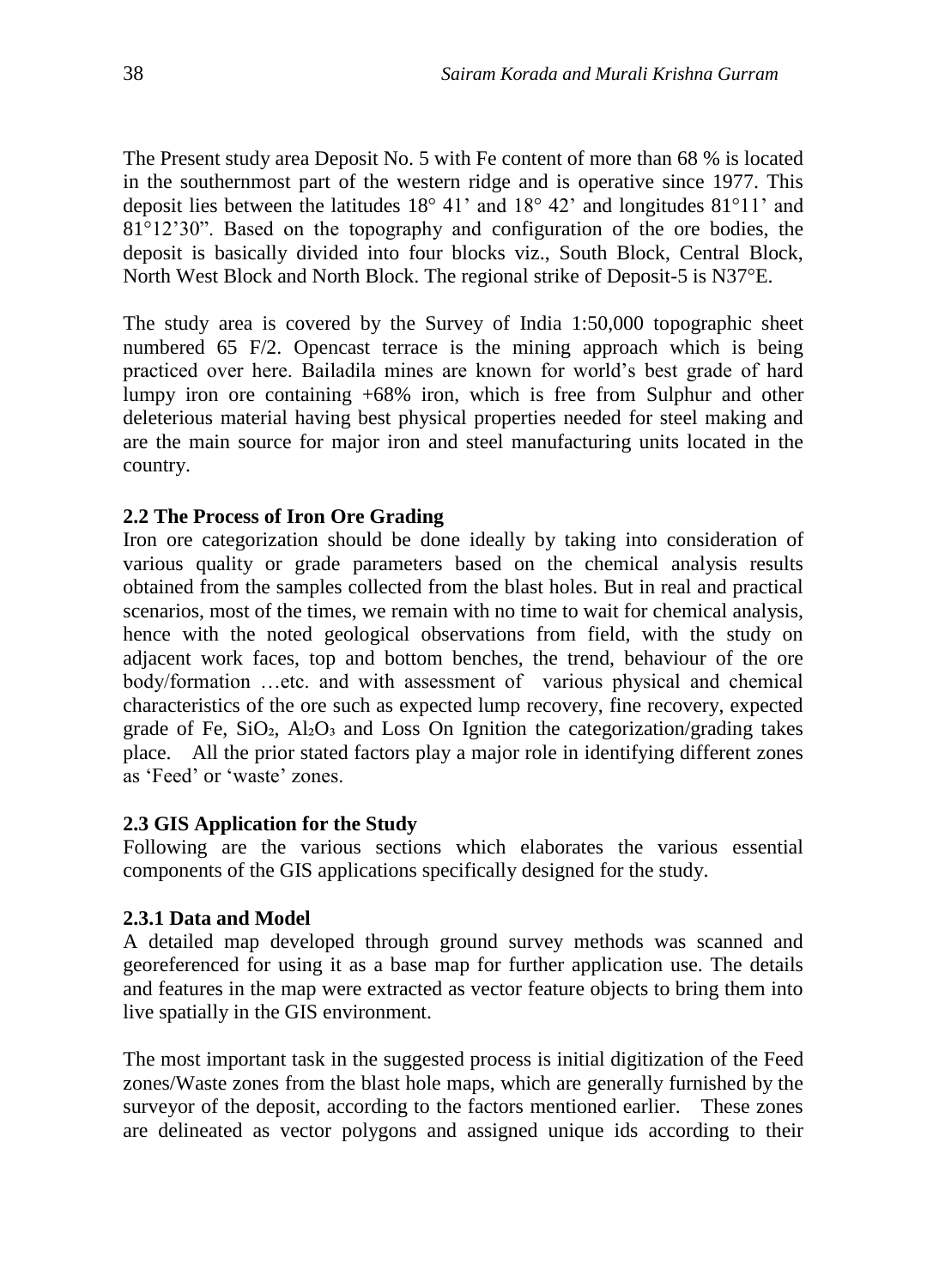The Present study area Deposit No. 5 with Fe content of more than 68 % is located in the southernmost part of the western ridge and is operative since 1977. This deposit lies between the latitudes 18° 41' and 18° 42' and longitudes 81°11' and 81°12'30". Based on the topography and configuration of the ore bodies, the deposit is basically divided into four blocks viz., South Block, Central Block, North West Block and North Block. The regional strike of Deposit-5 is N37°E.

The study area is covered by the Survey of India 1:50,000 topographic sheet numbered 65 F/2. Opencast terrace is the mining approach which is being practiced over here. Bailadila mines are known for world's best grade of hard lumpy iron ore containing +68% iron, which is free from Sulphur and other deleterious material having best physical properties needed for steel making and are the main source for major iron and steel manufacturing units located in the country.

### 2.2 The Process of Iron Ore Grading

Iron ore categorization should be done ideally by taking into consideration of various quality or grade parameters based on the chemical analysis results obtained from the samples collected from the blast holes. But in real and practical scenarios, most of the times, we remain with no time to wait for chemical analysis, hence with the noted geological observations from field, with the study on adjacent work faces, top and bottom benches, the trend, behaviour of the ore body/formation …etc. and with assessment of various physical and chemical characteristics of the ore such as expected lump recovery, fine recovery, expected grade of Fe, $SiO_2$, $Al_2O_3$ and Loss On Ignition the categorization/grading takes place. All the prior stated factors play a major role in identifying different zones as 'Feed' or 'waste' zones.

### 2.3 GIS Application for the Study

Following are the various sections which elaborates the various essential components of the GIS applications specifically designed for the study.

#### 2.3.1 Data and Model

A detailed map developed through ground survey methods was scanned and georeferenced for using it as a base map for further application use. The details and features in the map were extracted as vector feature objects to bring them into live spatially in the GIS environment.

The most important task in the suggested process is initial digitization of the Feed zones/Waste zones from the blast hole maps, which are generally furnished by the surveyor of the deposit, according to the factors mentioned earlier. These zones are delineated as vector polygons and assigned unique ids according to their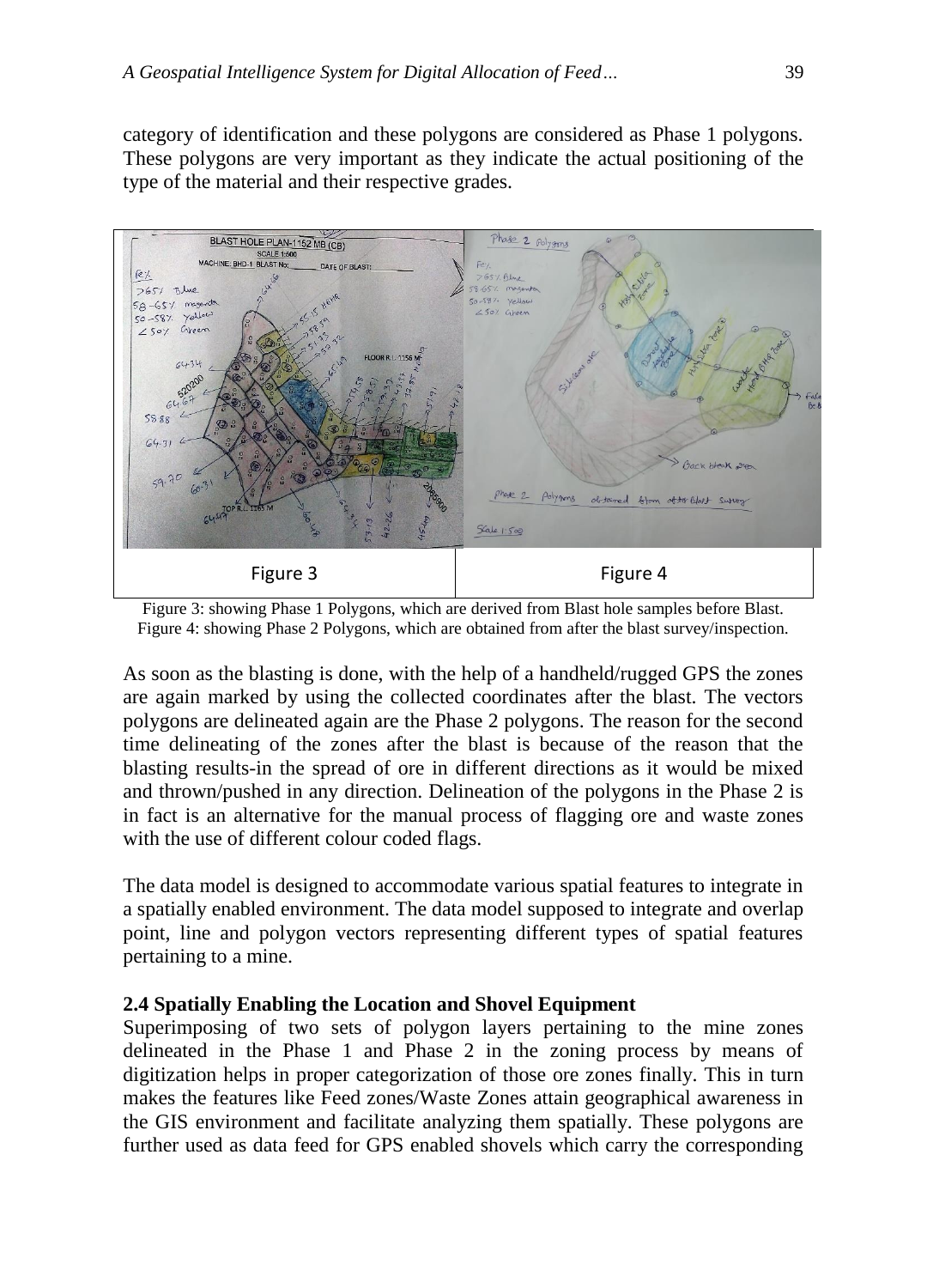category of identification and these polygons are considered as Phase 1 polygons. These polygons are very important as they indicate the actual positioning of the type of the material and their respective grades.

| Figure 3 | Figure 4 |
|---|---|

Figure 3: showing Phase 1 Polygons, which are derived from Blast hole samples before Blast.
Figure 4: showing Phase 2 Polygons, which are obtained from after the blast survey/inspection.

As soon as the blasting is done, with the help of a handheld/rugged GPS the zones are again marked by using the collected coordinates after the blast. The vectors polygons are delineated again are the Phase 2 polygons. The reason for the second time delineating of the zones after the blast is because of the reason that the blasting results-in the spread of ore in different directions as it would be mixed and thrown/pushed in any direction. Delineation of the polygons in the Phase 2 is in fact is an alternative for the manual process of flagging ore and waste zones with the use of different colour coded flags.

The data model is designed to accommodate various spatial features to integrate in a spatially enabled environment. The data model supposed to integrate and overlap point, line and polygon vectors representing different types of spatial features pertaining to a mine.

### 2.4 Spatially Enabling the Location and Shovel Equipment

Superimposing of two sets of polygon layers pertaining to the mine zones delineated in the Phase 1 and Phase 2 in the zoning process by means of digitization helps in proper categorization of those ore zones finally. This in turn makes the features like Feed zones/Waste Zones attain geographical awareness in the GIS environment and facilitate analyzing them spatially. These polygons are further used as data feed for GPS enabled shovels which carry the corresponding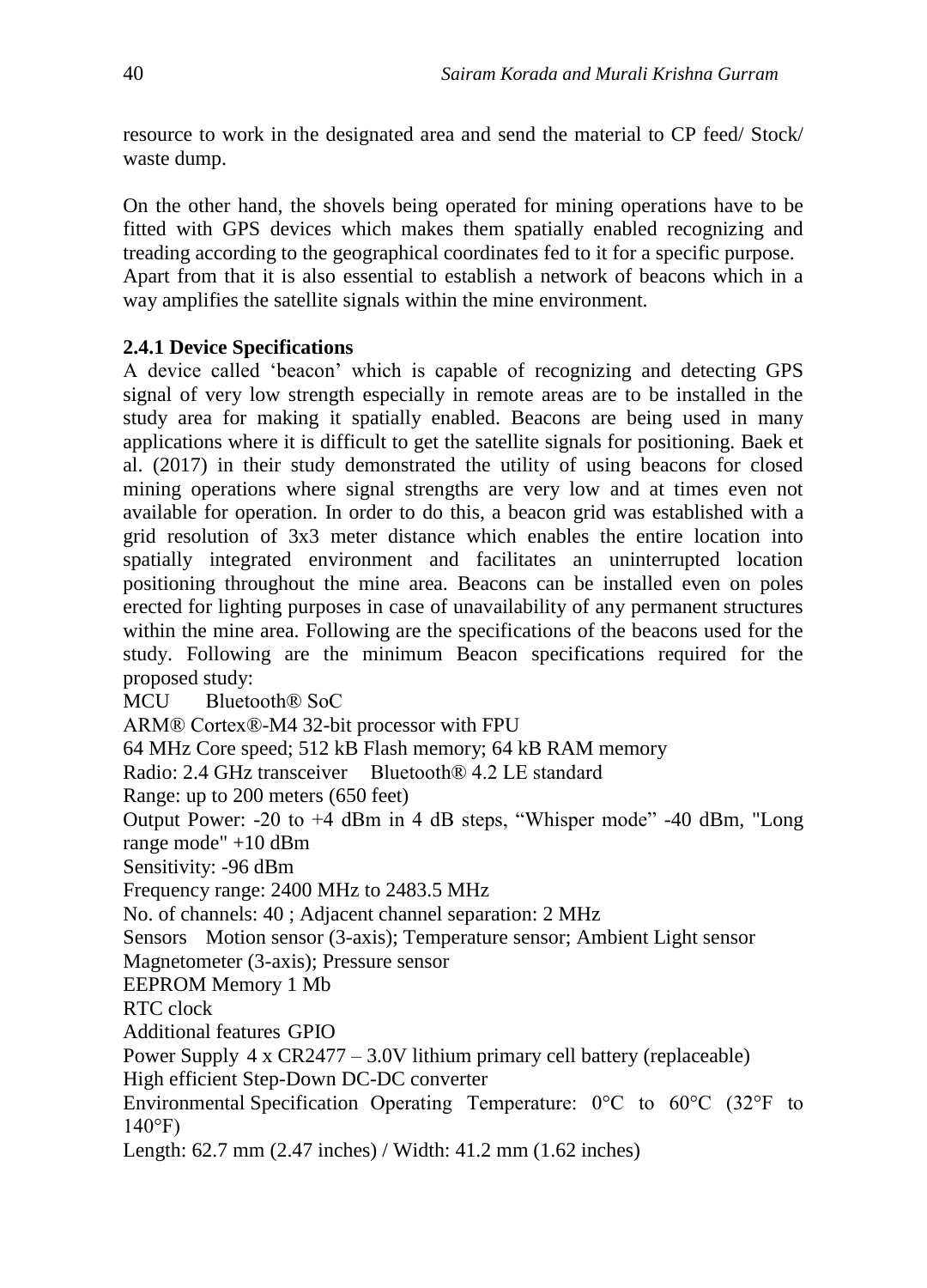resource to work in the designated area and send the material to CP feed/ Stock/ waste dump.

On the other hand, the shovels being operated for mining operations have to be fitted with GPS devices which makes them spatially enabled recognizing and treading according to the geographical coordinates fed to it for a specific purpose. Apart from that it is also essential to establish a network of beacons which in a way amplifies the satellite signals within the mine environment.

### 2.4.1 Device Specifications

A device called 'beacon' which is capable of recognizing and detecting GPS signal of very low strength especially in remote areas are to be installed in the study area for making it spatially enabled. Beacons are being used in many applications where it is difficult to get the satellite signals for positioning. Baek et al. (2017) in their study demonstrated the utility of using beacons for closed mining operations where signal strengths are very low and at times even not available for operation. In order to do this, a beacon grid was established with a grid resolution of 3x3 meter distance which enables the entire location into spatially integrated environment and facilitates an uninterrupted location positioning throughout the mine area. Beacons can be installed even on poles erected for lighting purposes in case of unavailability of any permanent structures within the mine area. Following are the specifications of the beacons used for the study. Following are the minimum Beacon specifications required for the proposed study:

MCU Bluetooth® SoC

ARM® Cortex®-M4 32-bit processor with FPU

64 MHz Core speed; 512 kB Flash memory; 64 kB RAM memory

Radio: 2.4 GHz transceiver Bluetooth® 4.2 LE standard

Range: up to 200 meters (650 feet)

Output Power: -20 to +4 dBm in 4 dB steps, "Whisper mode" -40 dBm, "Long range mode" +10 dBm

Sensitivity: -96 dBm

Frequency range: 2400 MHz to 2483.5 MHz

No. of channels: 40 ; Adjacent channel separation: 2 MHz

Sensors Motion sensor (3-axis); Temperature sensor; Ambient Light sensor

Magnetometer (3-axis); Pressure sensor

EEPROM Memory 1 Mb

RTC clock

Additional features GPIO

Power Supply 4 x CR2477 – 3.0V lithium primary cell battery (replaceable)

High efficient Step-Down DC-DC converter

Environmental Specification Operating Temperature: 0°C to 60°C (32°F to 140°F)

Length: 62.7 mm (2.47 inches) / Width: 41.2 mm (1.62 inches)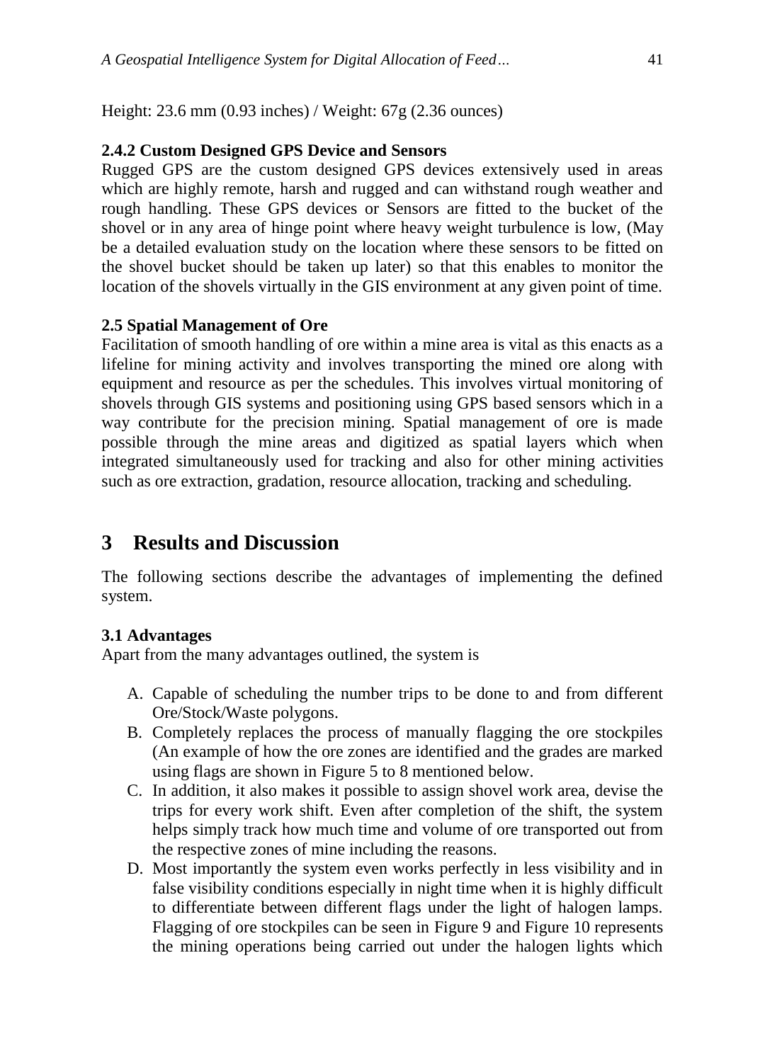Height: 23.6 mm (0.93 inches) / Weight: 67g (2.36 ounces)

### 2.4.2 Custom Designed GPS Device and Sensors

Rugged GPS are the custom designed GPS devices extensively used in areas which are highly remote, harsh and rugged and can withstand rough weather and rough handling. These GPS devices or Sensors are fitted to the bucket of the shovel or in any area of hinge point where heavy weight turbulence is low, (May be a detailed evaluation study on the location where these sensors to be fitted on the shovel bucket should be taken up later) so that this enables to monitor the location of the shovels virtually in the GIS environment at any given point of time.

### 2.5 Spatial Management of Ore

Facilitation of smooth handling of ore within a mine area is vital as this enacts as a lifeline for mining activity and involves transporting the mined ore along with equipment and resource as per the schedules. This involves virtual monitoring of shovels through GIS systems and positioning using GPS based sensors which in a way contribute for the precision mining. Spatial management of ore is made possible through the mine areas and digitized as spatial layers which when integrated simultaneously used for tracking and also for other mining activities such as ore extraction, gradation, resource allocation, tracking and scheduling.

## 3 Results and Discussion

The following sections describe the advantages of implementing the defined system.

### 3.1 Advantages

Apart from the many advantages outlined, the system is

A. Capable of scheduling the number trips to be done to and from different Ore/Stock/Waste polygons.

B. Completely replaces the process of manually flagging the ore stockpiles (An example of how the ore zones are identified and the grades are marked using flags are shown in Figure 5 to 8 mentioned below.

C. In addition, it also makes it possible to assign shovel work area, devise the trips for every work shift. Even after completion of the shift, the system helps simply track how much time and volume of ore transported out from the respective zones of mine including the reasons.

D. Most importantly the system even works perfectly in less visibility and in false visibility conditions especially in night time when it is highly difficult to differentiate between different flags under the light of halogen lamps. Flagging of ore stockpiles can be seen in Figure 9 and Figure 10 represents the mining operations being carried out under the halogen lights which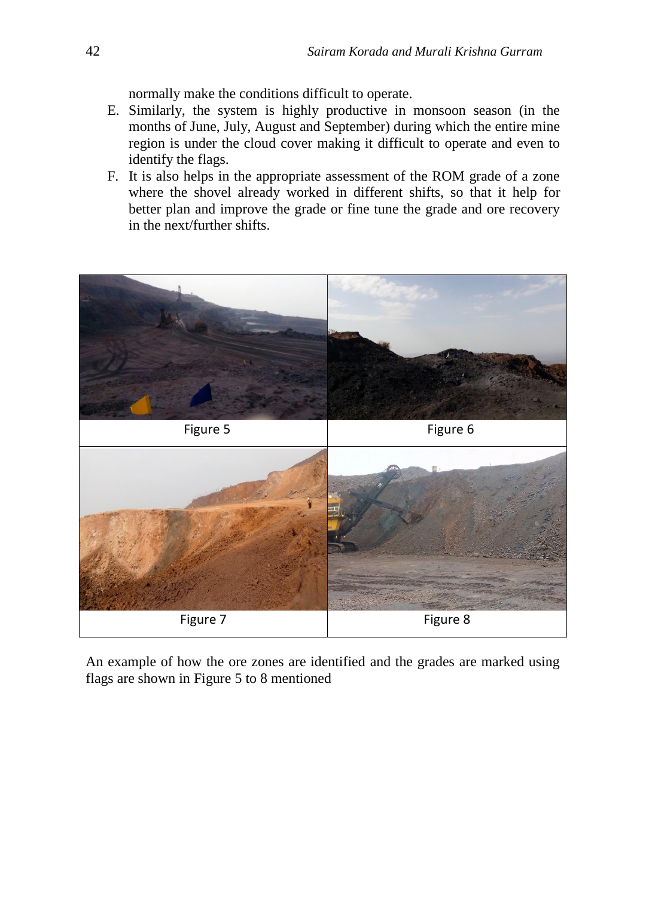normally make the conditions difficult to operate.

E. Similarly, the system is highly productive in monsoon season (in the months of June, July, August and September) during which the entire mine region is under the cloud cover making it difficult to operate and even to identify the flags.
F. It is also helps in the appropriate assessment of the ROM grade of a zone where the shovel already worked in different shifts, so that it help for better plan and improve the grade or fine tune the grade and ore recovery in the next/further shifts.

Figure 5

Figure 6

Figure 7

Figure 8

An example of how the ore zones are identified and the grades are marked using flags are shown in Figure 5 to 8 mentioned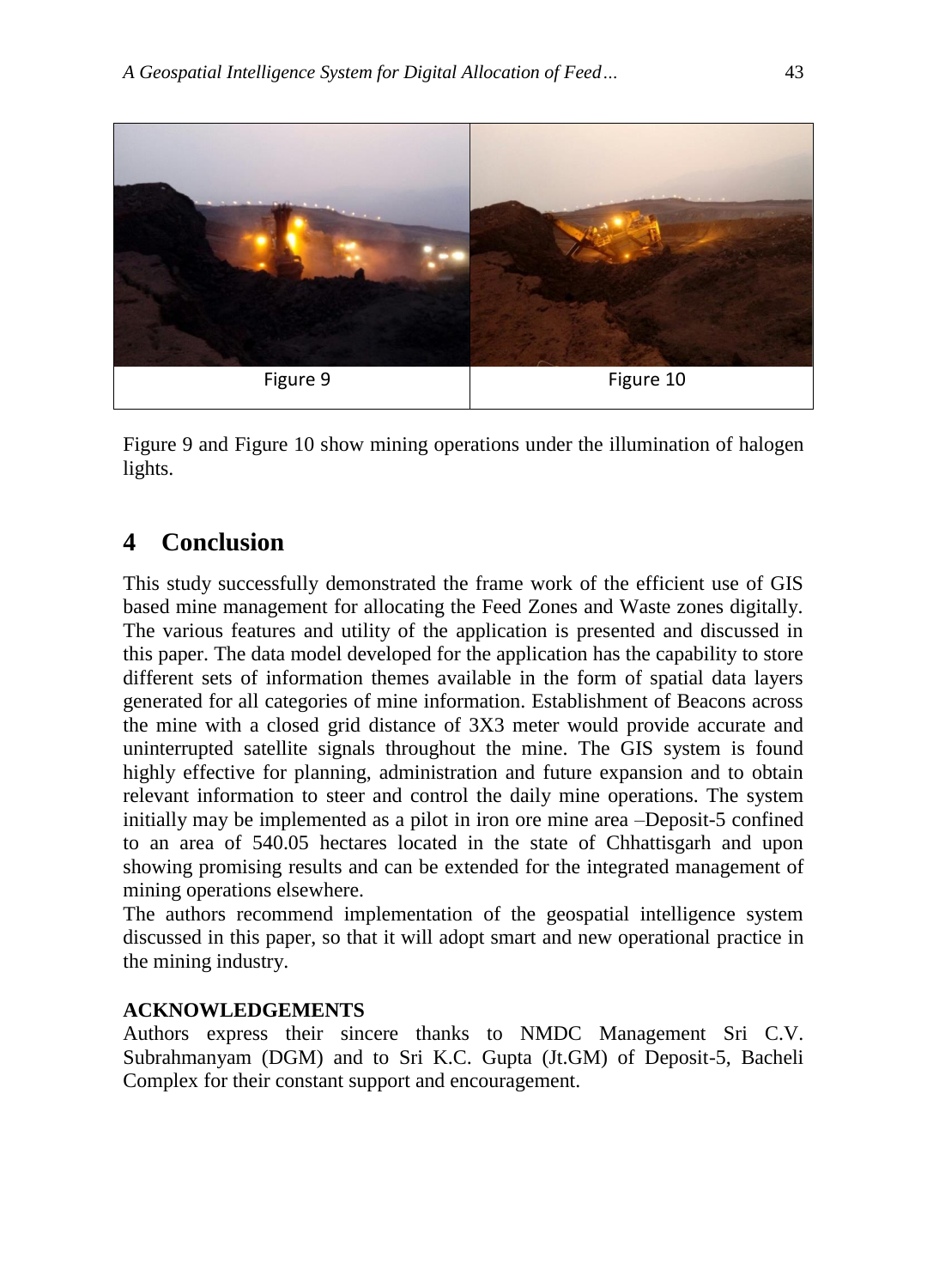| Figure 9 | Figure 10 |
|---|---|

Figure 9 and Figure 10 show mining operations under the illumination of halogen lights.

## 4 Conclusion

This study successfully demonstrated the frame work of the efficient use of GIS based mine management for allocating the Feed Zones and Waste zones digitally. The various features and utility of the application is presented and discussed in this paper. The data model developed for the application has the capability to store different sets of information themes available in the form of spatial data layers generated for all categories of mine information. Establishment of Beacons across the mine with a closed grid distance of 3X3 meter would provide accurate and uninterrupted satellite signals throughout the mine. The GIS system is found highly effective for planning, administration and future expansion and to obtain relevant information to steer and control the daily mine operations. The system initially may be implemented as a pilot in iron ore mine area –Deposit-5 confined to an area of 540.05 hectares located in the state of Chhattisgarh and upon showing promising results and can be extended for the integrated management of mining operations elsewhere.

The authors recommend implementation of the geospatial intelligence system discussed in this paper, so that it will adopt smart and new operational practice in the mining industry.

**ACKNOWLEDGEMENTS**

Authors express their sincere thanks to NMDC Management Sri C.V. Subrahmanyam (DGM) and to Sri K.C. Gupta (Jt.GM) of Deposit-5, Bacheli Complex for their constant support and encouragement.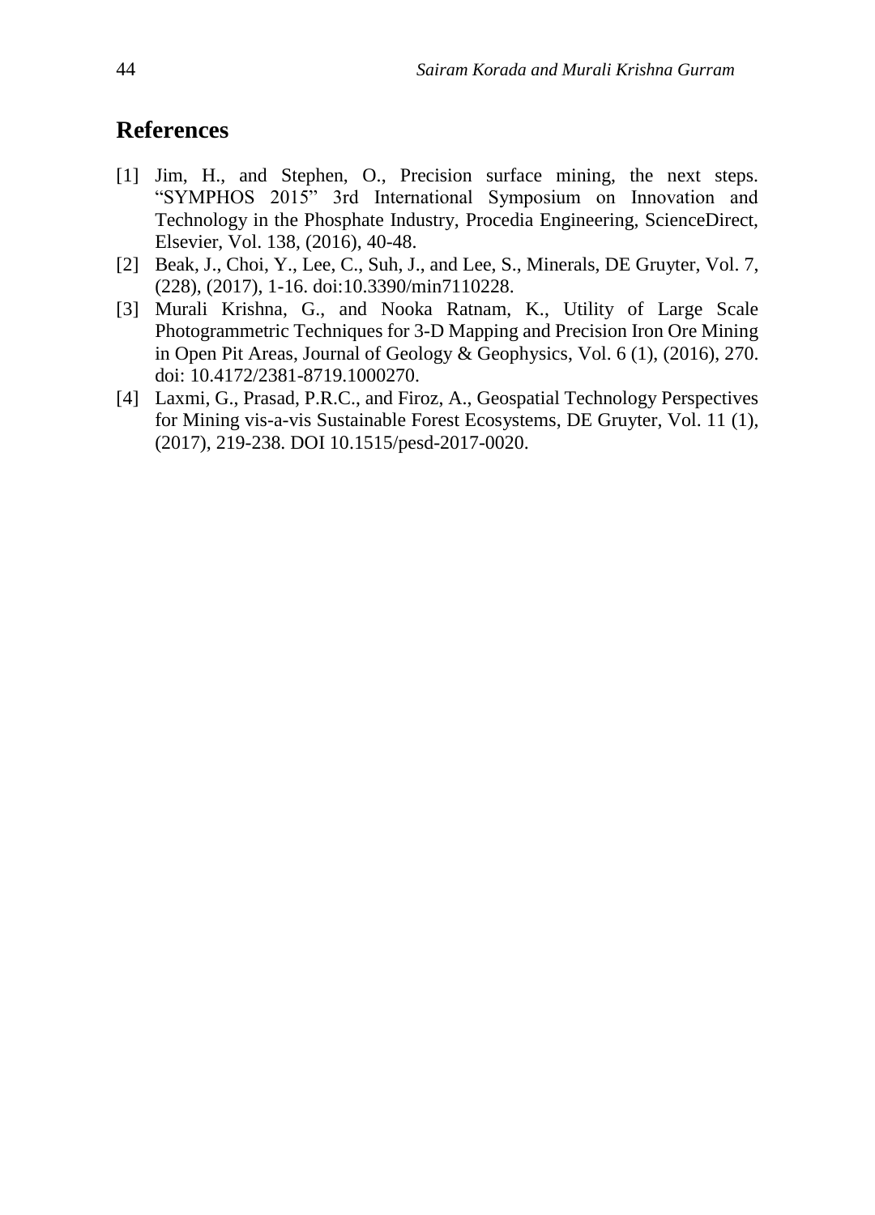## References

[1] Jim, H., and Stephen, O., Precision surface mining, the next steps. "SYMPHOS 2015" 3rd International Symposium on Innovation and Technology in the Phosphate Industry, Procedia Engineering, ScienceDirect, Elsevier, Vol. 138, (2016), 40-48.

[2] Beak, J., Choi, Y., Lee, C., Suh, J., and Lee, S., Minerals, DE Gruyter, Vol. 7, (228), (2017), 1-16. doi:10.3390/min7110228.

[3] Murali Krishna, G., and Nooka Ratnam, K., Utility of Large Scale Photogrammetric Techniques for 3-D Mapping and Precision Iron Ore Mining in Open Pit Areas, Journal of Geology & Geophysics, Vol. 6 (1), (2016), 270. doi: 10.4172/2381-8719.1000270.

[4] Laxmi, G., Prasad, P.R.C., and Firoz, A., Geospatial Technology Perspectives for Mining vis-a-vis Sustainable Forest Ecosystems, DE Gruyter, Vol. 11 (1), (2017), 219-238. DOI 10.1515/pesd-2017-0020.